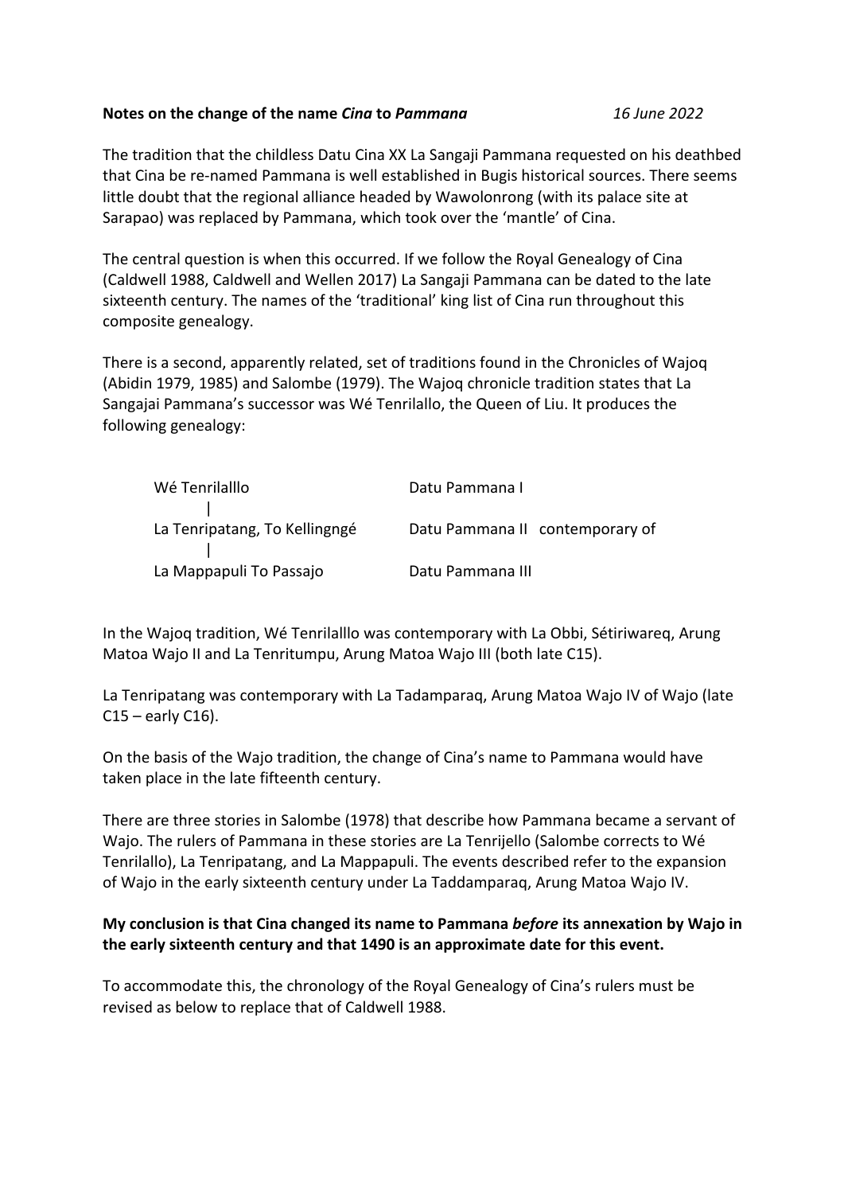**Notes on the change of the name *Cina* to *Pammana*** *16 June 2022*

The tradition that the childless Datu Cina XX La Sangaji Pammana requested on his deathbed that Cina be re-named Pammana is well established in Bugis historical sources. There seems little doubt that the regional alliance headed by Wawolonrong (with its palace site at Sarapao) was replaced by Pammana, which took over the 'mantle' of Cina.

The central question is when this occurred. If we follow the Royal Genealogy of Cina (Caldwell 1988, Caldwell and Wellen 2017) La Sangaji Pammana can be dated to the late sixteenth century. The names of the 'traditional' king list of Cina run throughout this composite genealogy.

There is a second, apparently related, set of traditions found in the Chronicles of Wajoq (Abidin 1979, 1985) and Salombe (1979). The Wajoq chronicle tradition states that La Sangajai Pammana's successor was Wé Tenrilallo, the Queen of Liu. It produces the following genealogy:

```
Wé Tenrilalllo                  Datu Pammana I
      |
La Tenripatang, To Kellingngé   Datu Pammana II  contemporary of
      |
La Mappapuli To Passajo         Datu Pammana III
```

In the Wajoq tradition, Wé Tenrilalllo was contemporary with La Obbi, Sétiriwareq, Arung Matoa Wajo II and La Tenritumpu, Arung Matoa Wajo III (both late C15).

La Tenripatang was contemporary with La Tadamparaq, Arung Matoa Wajo IV of Wajo (late C15 – early C16).

On the basis of the Wajo tradition, the change of Cina's name to Pammana would have taken place in the late fifteenth century.

There are three stories in Salombe (1978) that describe how Pammana became a servant of Wajo. The rulers of Pammana in these stories are La Tenrijello (Salombe corrects to Wé Tenrilallo), La Tenripatang, and La Mappapuli. The events described refer to the expansion of Wajo in the early sixteenth century under La Taddamparaq, Arung Matoa Wajo IV.

**My conclusion is that Cina changed its name to Pammana *before* its annexation by Wajo in the early sixteenth century and that 1490 is an approximate date for this event.**

To accommodate this, the chronology of the Royal Genealogy of Cina's rulers must be revised as below to replace that of Caldwell 1988.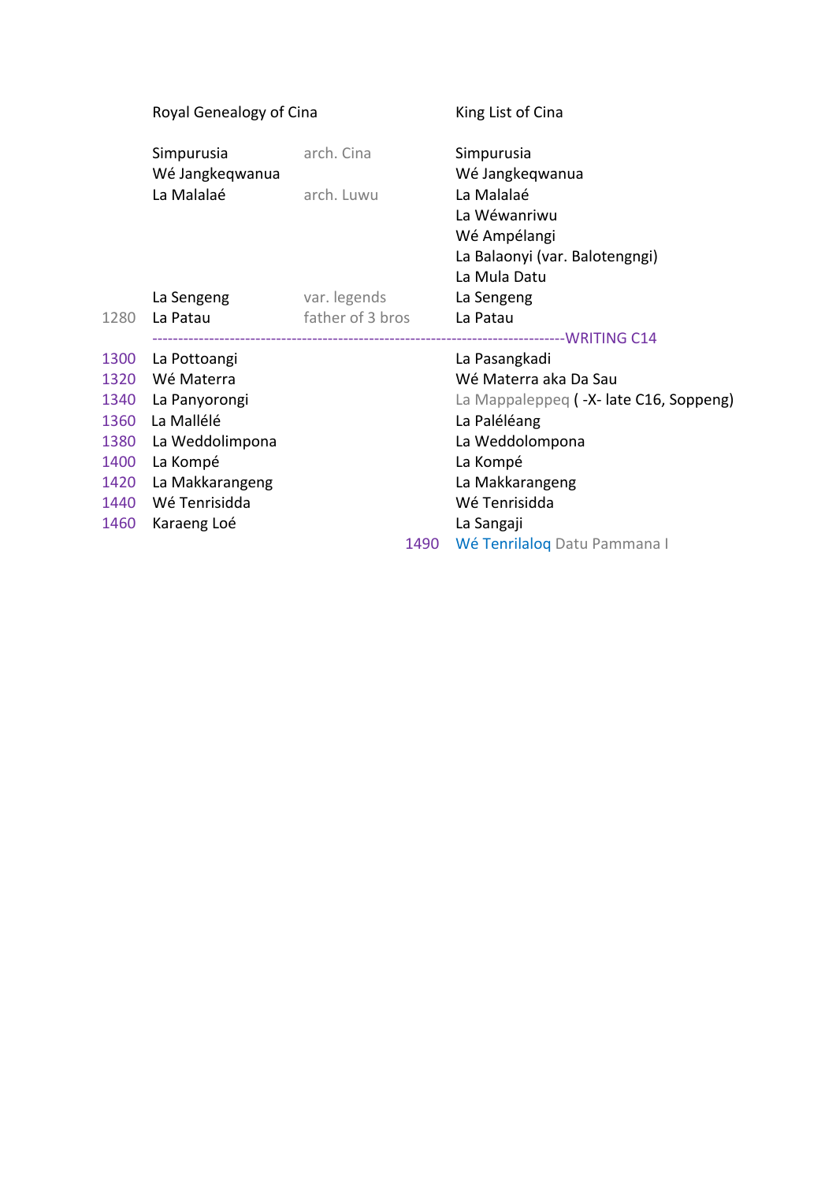| | Royal Genealogy of Cina | | | King List of Cina |
|---|---|---|---|---|
| | Simpurusia | arch. Cina | | Simpurusia |
| | Wé Jangkeqwanua | | | Wé Jangkeqwanua |
| | La Malalaé | arch. Luwu | | La Malalaé |
| | | | | La Wéwanriwu |
| | | | | Wé Ampélangi |
| | | | | La Balaonyi (var. Balotengngi) |
| | | | | La Mula Datu |
| | La Sengeng | var. legends | | La Sengeng |
| 1280 | La Patau | father of 3 bros | | La Patau |
| | ------------ | ------------ | ------------ | --------WRITING C14 |
| 1300 | La Pottoangi | | | La Pasangkadi |
| 1320 | Wé Materra | | | Wé Materra aka Da Sau |
| 1340 | La Panyorongi | | | La Mappaleppeq ( -X- late C16, Soppeng) |
| 1360 | La Mallélé | | | La Paléléang |
| 1380 | La Weddolimpona | | | La Weddolompona |
| 1400 | La Kompé | | | La Kompé |
| 1420 | La Makkarangeng | | | La Makkarangeng |
| 1440 | Wé Tenrisidda | | | Wé Tenrisidda |
| 1460 | Karaeng Loé | | | La Sangaji |
| | | | 1490 | Wé Tenrilaloq Datu Pammana I |